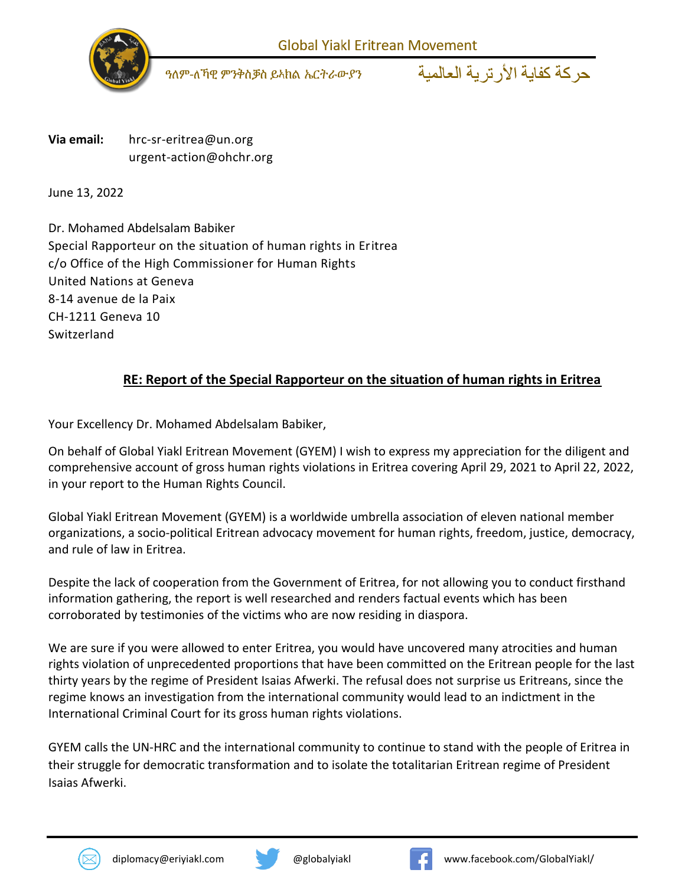Global Yiakl Eritrean Movement

ዓለም-ለኻዊ ምንቅስቓስ ይኣክል ኤርትራውያን حركة كفاية الأرترية العالمية

**Via email:** hrc-sr-eritrea@un.org
urgent-action@ohchr.org

June 13, 2022

Dr. Mohamed Abdelsalam Babiker
Special Rapporteur on the situation of human rights in Eritrea
c/o Office of the High Commissioner for Human Rights
United Nations at Geneva
8-14 avenue de la Paix
CH-1211 Geneva 10
Switzerland

**RE: Report of the Special Rapporteur on the situation of human rights in Eritrea**

Your Excellency Dr. Mohamed Abdelsalam Babiker,

On behalf of Global Yiakl Eritrean Movement (GYEM) I wish to express my appreciation for the diligent and comprehensive account of gross human rights violations in Eritrea covering April 29, 2021 to April 22, 2022, in your report to the Human Rights Council.

Global Yiakl Eritrean Movement (GYEM) is a worldwide umbrella association of eleven national member organizations, a socio-political Eritrean advocacy movement for human rights, freedom, justice, democracy, and rule of law in Eritrea.

Despite the lack of cooperation from the Government of Eritrea, for not allowing you to conduct firsthand information gathering, the report is well researched and renders factual events which has been corroborated by testimonies of the victims who are now residing in diaspora.

We are sure if you were allowed to enter Eritrea, you would have uncovered many atrocities and human rights violation of unprecedented proportions that have been committed on the Eritrean people for the last thirty years by the regime of President Isaias Afwerki. The refusal does not surprise us Eritreans, since the regime knows an investigation from the international community would lead to an indictment in the International Criminal Court for its gross human rights violations.

GYEM calls the UN-HRC and the international community to continue to stand with the people of Eritrea in their struggle for democratic transformation and to isolate the totalitarian Eritrean regime of President Isaias Afwerki.

diplomacy@eriyiakl.com @globalyiakl www.facebook.com/GlobalYiakl/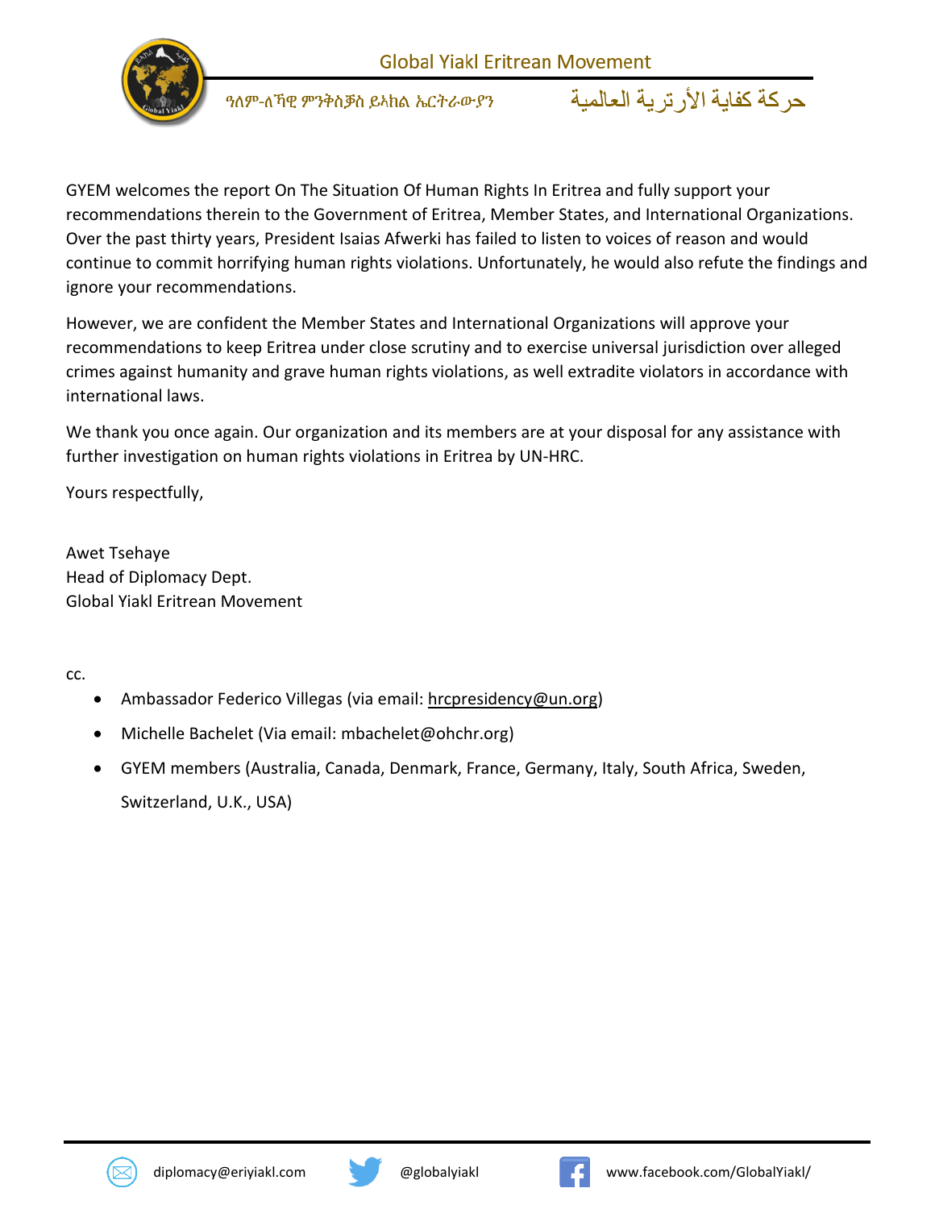GYEM welcomes the report On The Situation Of Human Rights In Eritrea and fully support your recommendations therein to the Government of Eritrea, Member States, and International Organizations. Over the past thirty years, President Isaias Afwerki has failed to listen to voices of reason and would continue to commit horrifying human rights violations. Unfortunately, he would also refute the findings and ignore your recommendations.

However, we are confident the Member States and International Organizations will approve your recommendations to keep Eritrea under close scrutiny and to exercise universal jurisdiction over alleged crimes against humanity and grave human rights violations, as well extradite violators in accordance with international laws.

We thank you once again. Our organization and its members are at your disposal for any assistance with further investigation on human rights violations in Eritrea by UN-HRC.

Yours respectfully,

Awet Tsehaye  
Head of Diplomacy Dept.  
Global Yiakl Eritrean Movement

cc.

- Ambassador Federico Villegas (via email: hrcpresidency@un.org)
- Michelle Bachelet (Via email: mbachelet@ohchr.org)
- GYEM members (Australia, Canada, Denmark, France, Germany, Italy, South Africa, Sweden, Switzerland, U.K., USA)